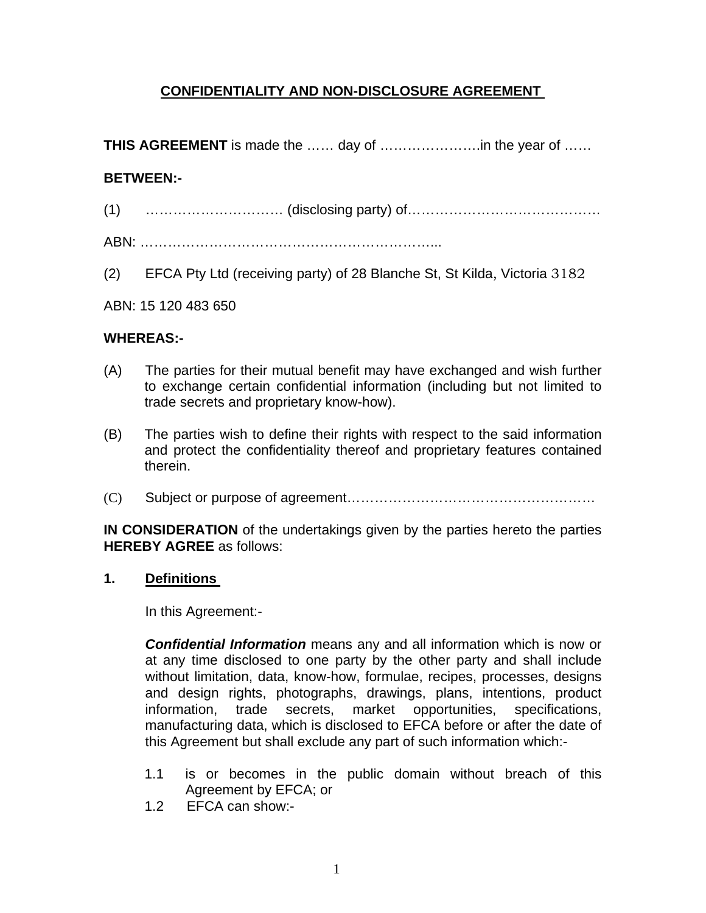# CONFIDENTIALITY AND NON-DISCLOSURE AGREEMENT

**THIS AGREEMENT** is made the …… day of ………………….in the year of ……

**BETWEEN:-**

(1) …………………………. (disclosing party) of……………………………………

ABN: ………………………………………………………...

(2) EFCA Pty Ltd (receiving party) of 28 Blanche St, St Kilda, Victoria 3182

ABN: 15 120 483 650

**WHEREAS:-**

(A) The parties for their mutual benefit may have exchanged and wish further to exchange certain confidential information (including but not limited to trade secrets and proprietary know-how).

(B) The parties wish to define their rights with respect to the said information and protect the confidentiality thereof and proprietary features contained therein.

(C) Subject or purpose of agreement………………………………………………

**IN CONSIDERATION** of the undertakings given by the parties hereto the parties **HEREBY AGREE** as follows:

**1. Definitions**

In this Agreement:-

***Confidential Information*** means any and all information which is now or at any time disclosed to one party by the other party and shall include without limitation, data, know-how, formulae, recipes, processes, designs and design rights, photographs, drawings, plans, intentions, product information, trade secrets, market opportunities, specifications, manufacturing data, which is disclosed to EFCA before or after the date of this Agreement but shall exclude any part of such information which:-

1.1 is or becomes in the public domain without breach of this Agreement by EFCA; or

1.2 EFCA can show:-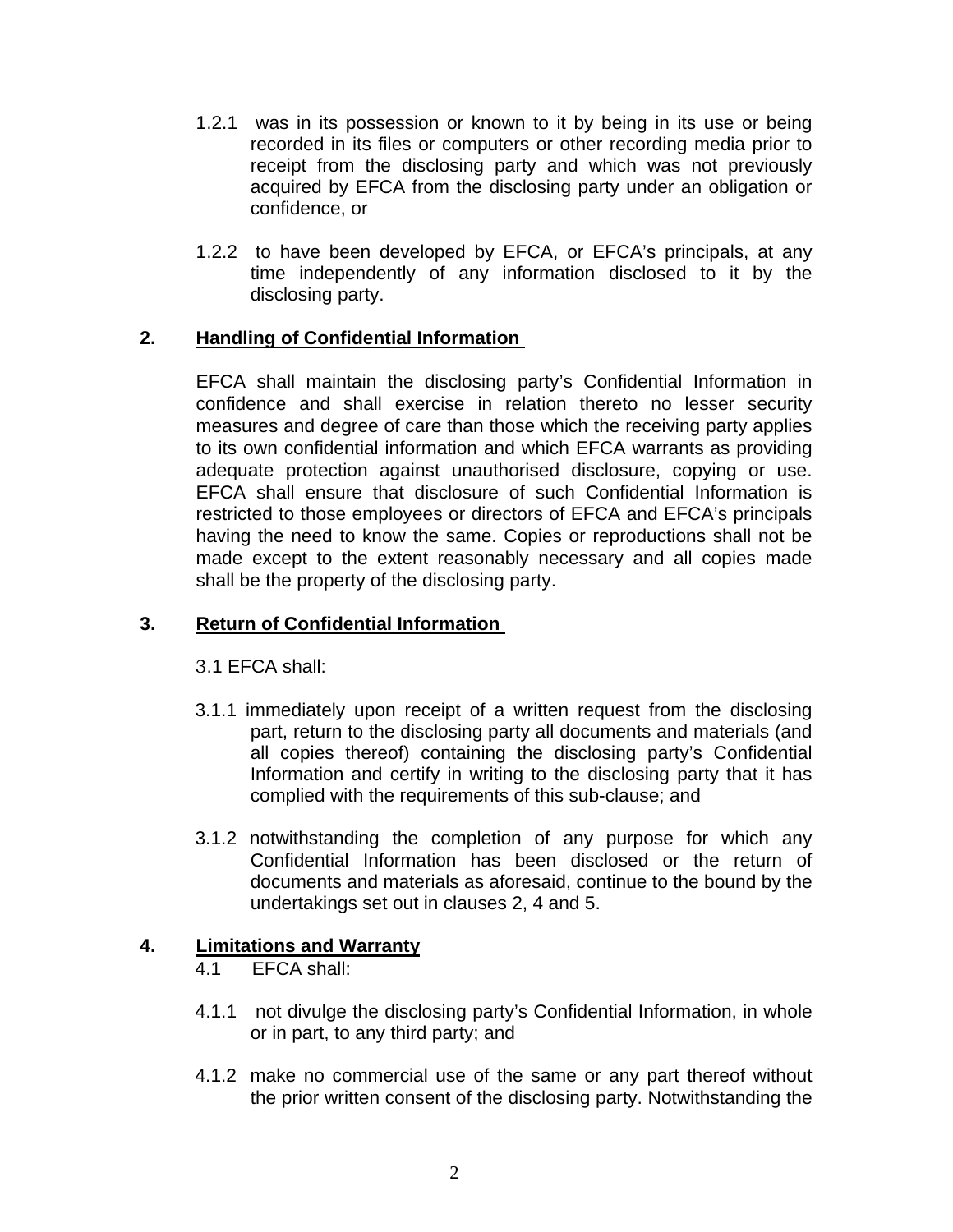1.2.1 was in its possession or known to it by being in its use or being recorded in its files or computers or other recording media prior to receipt from the disclosing party and which was not previously acquired by EFCA from the disclosing party under an obligation or confidence, or

1.2.2 to have been developed by EFCA, or EFCA's principals, at any time independently of any information disclosed to it by the disclosing party.

## 2. Handling of Confidential Information

EFCA shall maintain the disclosing party's Confidential Information in confidence and shall exercise in relation thereto no lesser security measures and degree of care than those which the receiving party applies to its own confidential information and which EFCA warrants as providing adequate protection against unauthorised disclosure, copying or use. EFCA shall ensure that disclosure of such Confidential Information is restricted to those employees or directors of EFCA and EFCA's principals having the need to know the same. Copies or reproductions shall not be made except to the extent reasonably necessary and all copies made shall be the property of the disclosing party.

## 3. Return of Confidential Information

3.1 EFCA shall:

3.1.1 immediately upon receipt of a written request from the disclosing part, return to the disclosing party all documents and materials (and all copies thereof) containing the disclosing party's Confidential Information and certify in writing to the disclosing party that it has complied with the requirements of this sub-clause; and

3.1.2 notwithstanding the completion of any purpose for which any Confidential Information has been disclosed or the return of documents and materials as aforesaid, continue to the bound by the undertakings set out in clauses 2, 4 and 5.

## 4. Limitations and Warranty

4.1 EFCA shall:

4.1.1 not divulge the disclosing party's Confidential Information, in whole or in part, to any third party; and

4.1.2 make no commercial use of the same or any part thereof without the prior written consent of the disclosing party. Notwithstanding the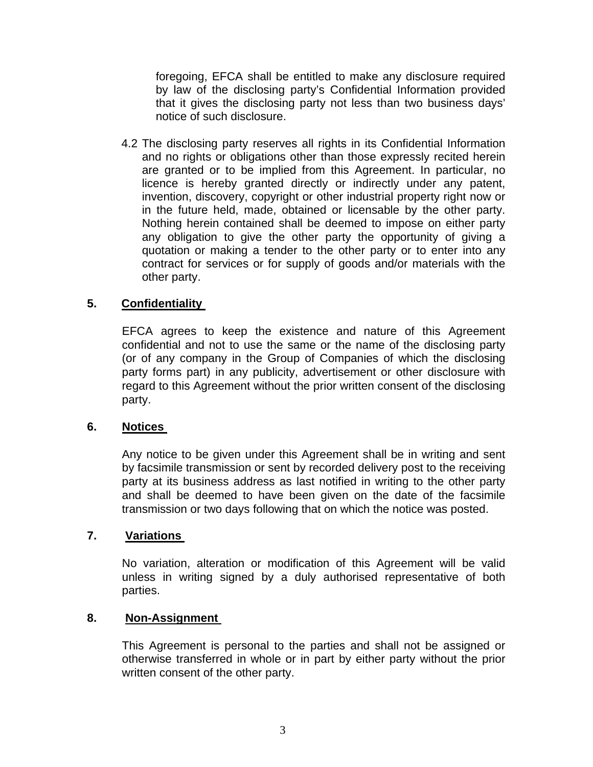foregoing, EFCA shall be entitled to make any disclosure required by law of the disclosing party's Confidential Information provided that it gives the disclosing party not less than two business days' notice of such disclosure.

4.2 The disclosing party reserves all rights in its Confidential Information and no rights or obligations other than those expressly recited herein are granted or to be implied from this Agreement. In particular, no licence is hereby granted directly or indirectly under any patent, invention, discovery, copyright or other industrial property right now or in the future held, made, obtained or licensable by the other party. Nothing herein contained shall be deemed to impose on either party any obligation to give the other party the opportunity of giving a quotation or making a tender to the other party or to enter into any contract for services or for supply of goods and/or materials with the other party.

## 5. Confidentiality

EFCA agrees to keep the existence and nature of this Agreement confidential and not to use the same or the name of the disclosing party (or of any company in the Group of Companies of which the disclosing party forms part) in any publicity, advertisement or other disclosure with regard to this Agreement without the prior written consent of the disclosing party.

## 6. Notices

Any notice to be given under this Agreement shall be in writing and sent by facsimile transmission or sent by recorded delivery post to the receiving party at its business address as last notified in writing to the other party and shall be deemed to have been given on the date of the facsimile transmission or two days following that on which the notice was posted.

## 7. Variations

No variation, alteration or modification of this Agreement will be valid unless in writing signed by a duly authorised representative of both parties.

## 8. Non-Assignment

This Agreement is personal to the parties and shall not be assigned or otherwise transferred in whole or in part by either party without the prior written consent of the other party.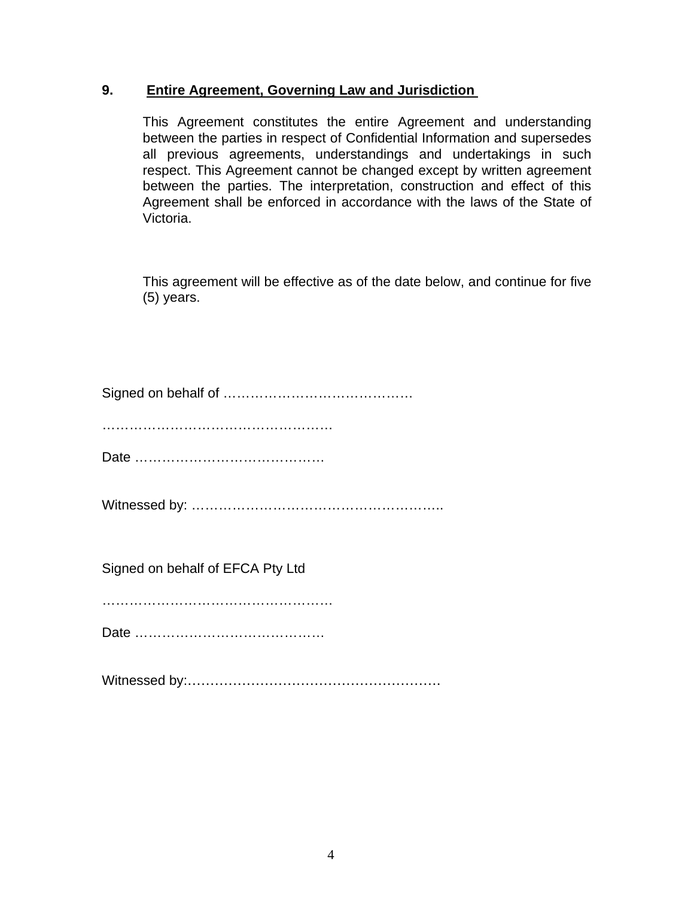**9. <u>Entire Agreement, Governing Law and Jurisdiction</u>**

This Agreement constitutes the entire Agreement and understanding between the parties in respect of Confidential Information and supersedes all previous agreements, understandings and undertakings in such respect. This Agreement cannot be changed except by written agreement between the parties. The interpretation, construction and effect of this Agreement shall be enforced in accordance with the laws of the State of Victoria.

This agreement will be effective as of the date below, and continue for five (5) years.

Signed on behalf of ……………………………………

……………………………………………

Date ……………………………………

Witnessed by: ………………………………………………..

Signed on behalf of EFCA Pty Ltd

……………………………………………

Date ……………………………………

Witnessed by:……………………………………………….